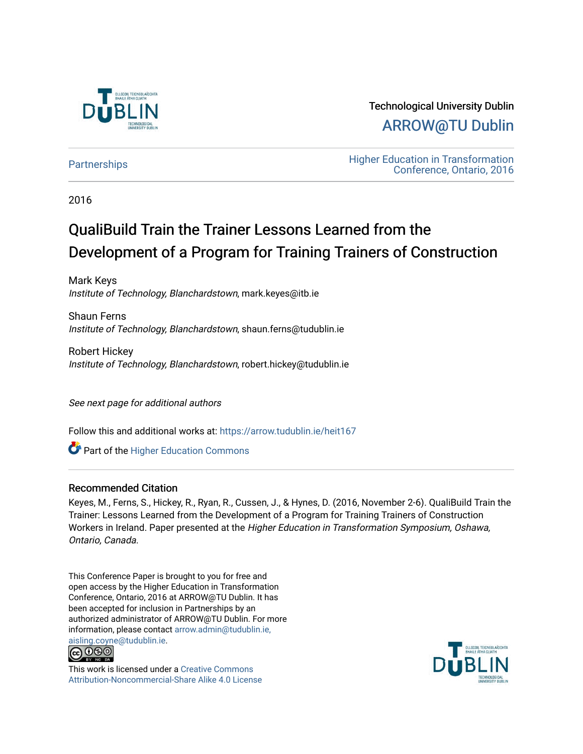Technological University Dublin

ARROW@TU Dublin

Partnerships

Higher Education in Transformation Conference, Ontario, 2016

2016

# QualiBuild Train the Trainer Lessons Learned from the Development of a Program for Training Trainers of Construction

Mark Keys
*Institute of Technology, Blanchardstown*, mark.keyes@itb.ie

Shaun Ferns
*Institute of Technology, Blanchardstown*, shaun.ferns@tudublin.ie

Robert Hickey
*Institute of Technology, Blanchardstown*, robert.hickey@tudublin.ie

*See next page for additional authors*

Follow this and additional works at: https://arrow.tudublin.ie/heit167

Part of the Higher Education Commons

## Recommended Citation

Keyes, M., Ferns, S., Hickey, R., Ryan, R., Cussen, J., & Hynes, D. (2016, November 2-6). QualiBuild Train the Trainer: Lessons Learned from the Development of a Program for Training Trainers of Construction Workers in Ireland. Paper presented at the *Higher Education in Transformation Symposium, Oshawa, Ontario, Canada*.

This Conference Paper is brought to you for free and open access by the Higher Education in Transformation Conference, Ontario, 2016 at ARROW@TU Dublin. It has been accepted for inclusion in Partnerships by an authorized administrator of ARROW@TU Dublin. For more information, please contact arrow.admin@tudublin.ie, aisling.coyne@tudublin.ie.

This work is licensed under a Creative Commons Attribution-Noncommercial-Share Alike 4.0 License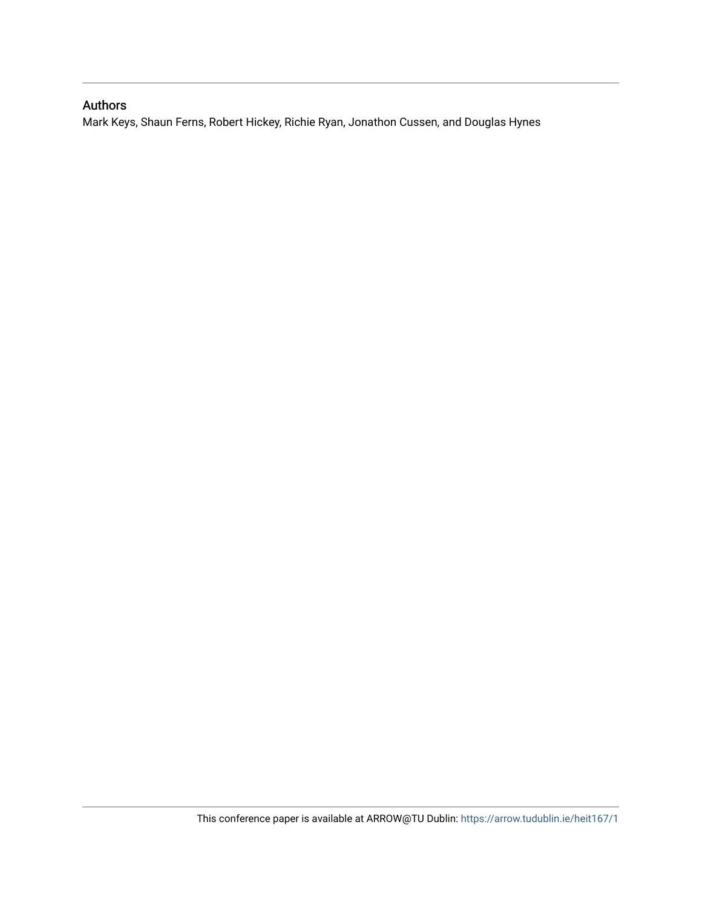## Authors

Mark Keys, Shaun Ferns, Robert Hickey, Richie Ryan, Jonathon Cussen, and Douglas Hynes

This conference paper is available at ARROW@TU Dublin: https://arrow.tudublin.ie/heit167/1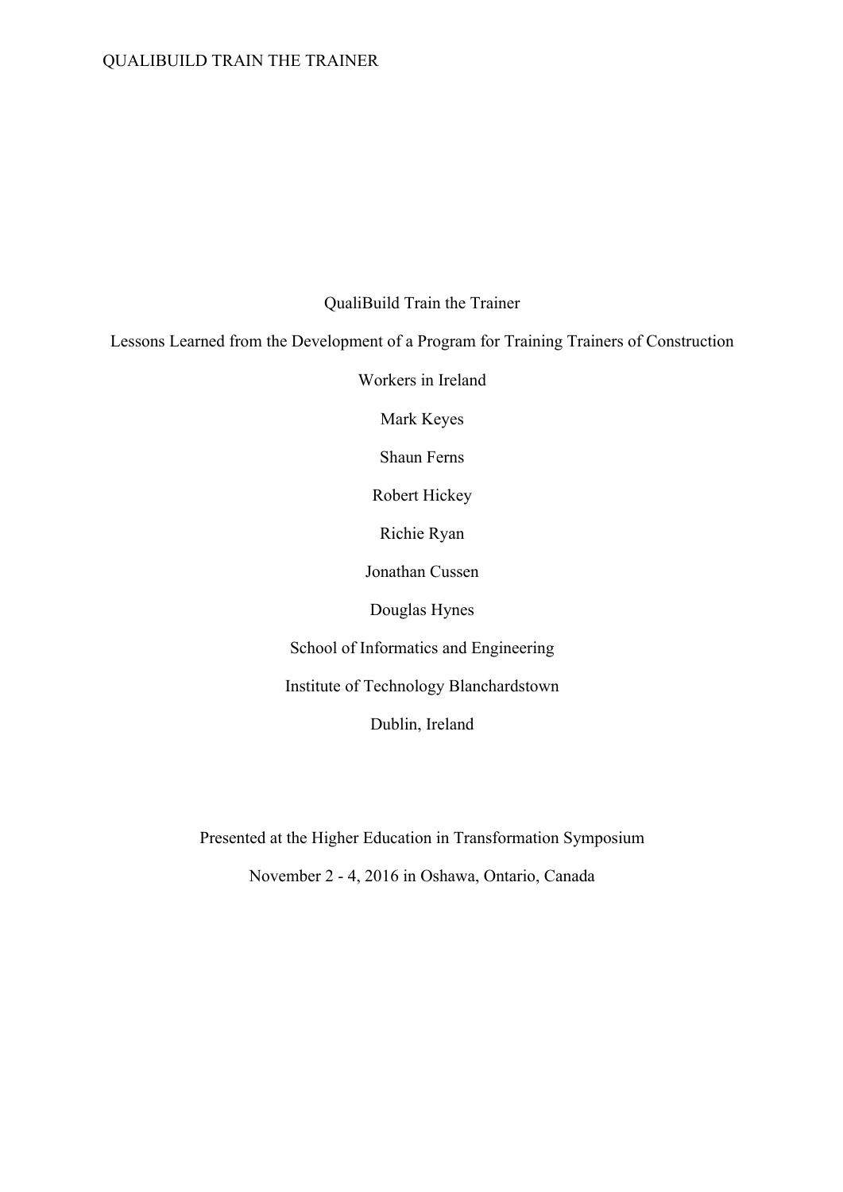# QualiBuild Train the Trainer

Lessons Learned from the Development of a Program for Training Trainers of Construction Workers in Ireland

Mark Keyes

Shaun Ferns

Robert Hickey

Richie Ryan

Jonathan Cussen

Douglas Hynes

School of Informatics and Engineering

Institute of Technology Blanchardstown

Dublin, Ireland

Presented at the Higher Education in Transformation Symposium

November 2 - 4, 2016 in Oshawa, Ontario, Canada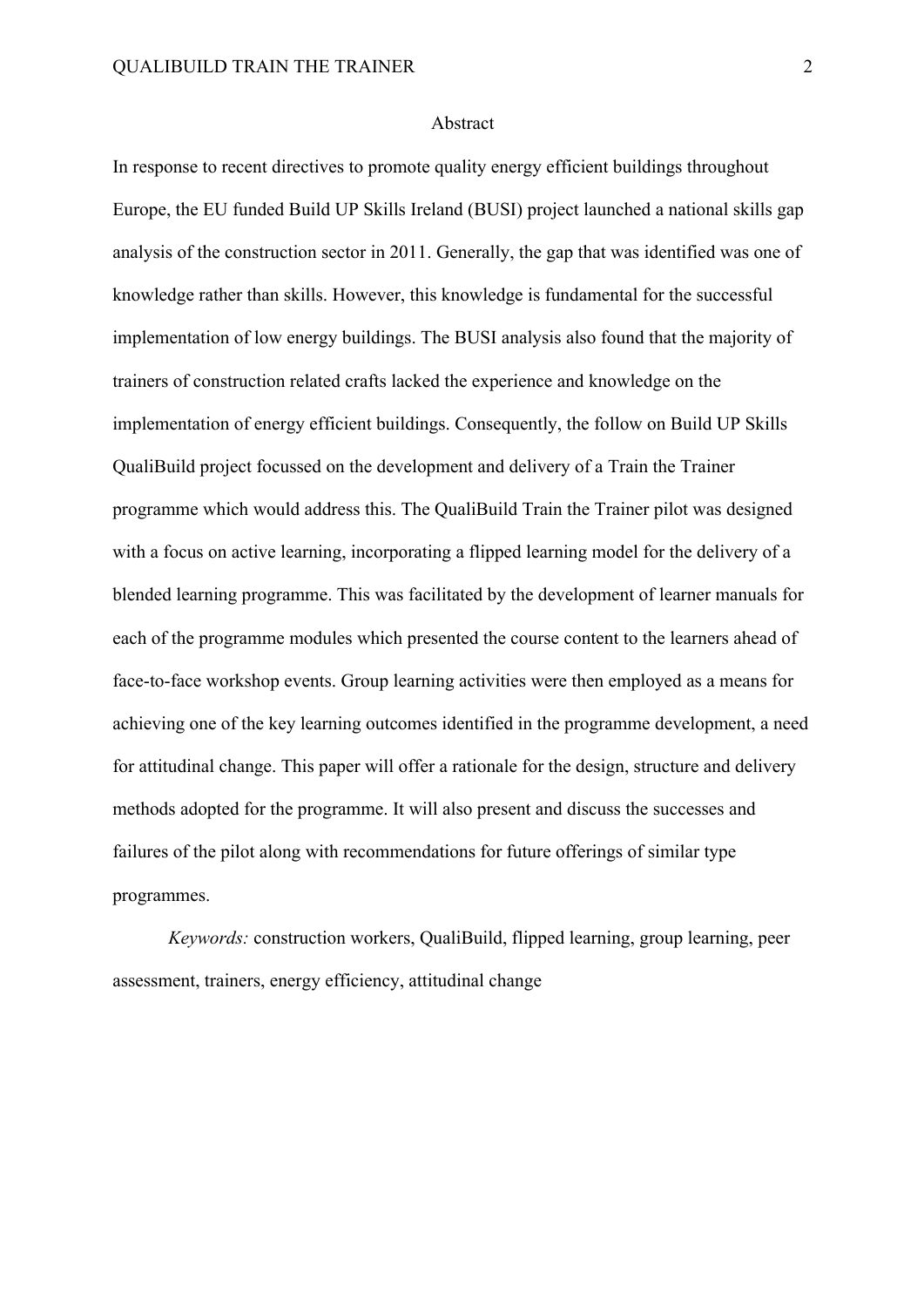# Abstract

In response to recent directives to promote quality energy efficient buildings throughout Europe, the EU funded Build UP Skills Ireland (BUSI) project launched a national skills gap analysis of the construction sector in 2011. Generally, the gap that was identified was one of knowledge rather than skills. However, this knowledge is fundamental for the successful implementation of low energy buildings. The BUSI analysis also found that the majority of trainers of construction related crafts lacked the experience and knowledge on the implementation of energy efficient buildings. Consequently, the follow on Build UP Skills QualiBuild project focussed on the development and delivery of a Train the Trainer programme which would address this. The QualiBuild Train the Trainer pilot was designed with a focus on active learning, incorporating a flipped learning model for the delivery of a blended learning programme. This was facilitated by the development of learner manuals for each of the programme modules which presented the course content to the learners ahead of face-to-face workshop events. Group learning activities were then employed as a means for achieving one of the key learning outcomes identified in the programme development, a need for attitudinal change. This paper will offer a rationale for the design, structure and delivery methods adopted for the programme. It will also present and discuss the successes and failures of the pilot along with recommendations for future offerings of similar type programmes.

*Keywords:* construction workers, QualiBuild, flipped learning, group learning, peer assessment, trainers, energy efficiency, attitudinal change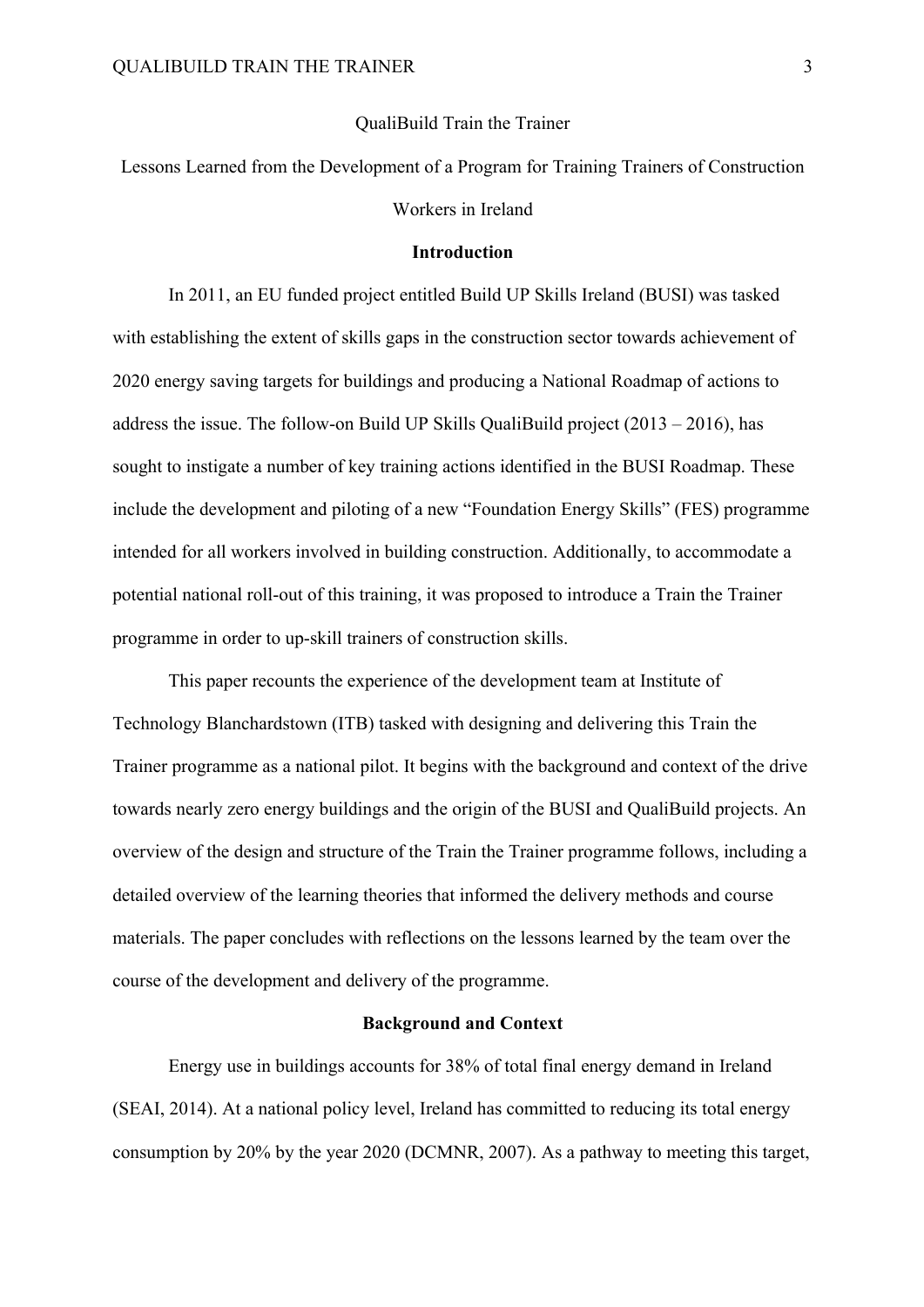QualiBuild Train the Trainer

Lessons Learned from the Development of a Program for Training Trainers of Construction Workers in Ireland

## Introduction

In 2011, an EU funded project entitled Build UP Skills Ireland (BUSI) was tasked with establishing the extent of skills gaps in the construction sector towards achievement of 2020 energy saving targets for buildings and producing a National Roadmap of actions to address the issue. The follow-on Build UP Skills QualiBuild project (2013 – 2016), has sought to instigate a number of key training actions identified in the BUSI Roadmap. These include the development and piloting of a new "Foundation Energy Skills" (FES) programme intended for all workers involved in building construction. Additionally, to accommodate a potential national roll-out of this training, it was proposed to introduce a Train the Trainer programme in order to up-skill trainers of construction skills.

This paper recounts the experience of the development team at Institute of Technology Blanchardstown (ITB) tasked with designing and delivering this Train the Trainer programme as a national pilot. It begins with the background and context of the drive towards nearly zero energy buildings and the origin of the BUSI and QualiBuild projects. An overview of the design and structure of the Train the Trainer programme follows, including a detailed overview of the learning theories that informed the delivery methods and course materials. The paper concludes with reflections on the lessons learned by the team over the course of the development and delivery of the programme.

## Background and Context

Energy use in buildings accounts for 38% of total final energy demand in Ireland (SEAI, 2014). At a national policy level, Ireland has committed to reducing its total energy consumption by 20% by the year 2020 (DCMNR, 2007). As a pathway to meeting this target,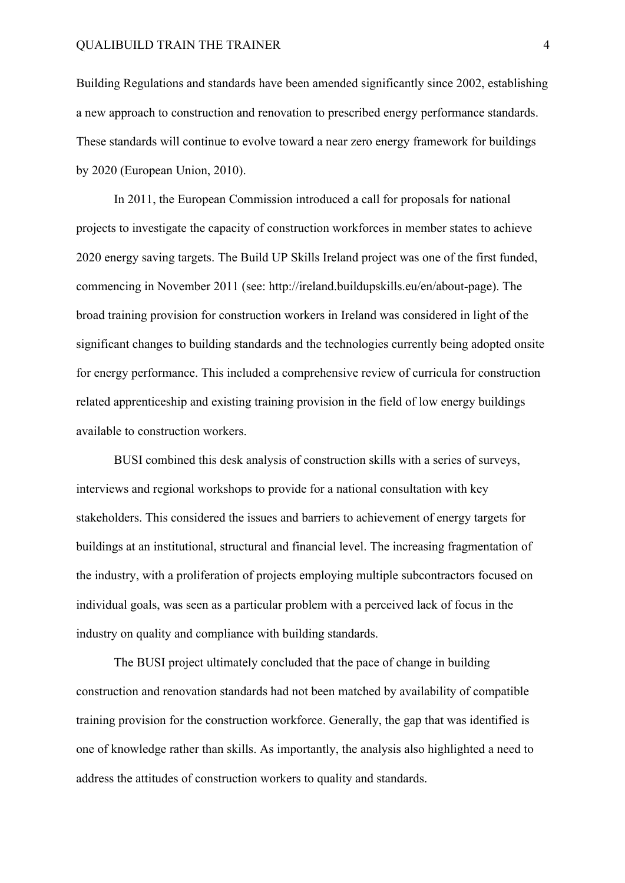Building Regulations and standards have been amended significantly since 2002, establishing a new approach to construction and renovation to prescribed energy performance standards. These standards will continue to evolve toward a near zero energy framework for buildings by 2020 (European Union, 2010).

In 2011, the European Commission introduced a call for proposals for national projects to investigate the capacity of construction workforces in member states to achieve 2020 energy saving targets. The Build UP Skills Ireland project was one of the first funded, commencing in November 2011 (see: http://ireland.buildupskills.eu/en/about-page). The broad training provision for construction workers in Ireland was considered in light of the significant changes to building standards and the technologies currently being adopted onsite for energy performance. This included a comprehensive review of curricula for construction related apprenticeship and existing training provision in the field of low energy buildings available to construction workers.

BUSI combined this desk analysis of construction skills with a series of surveys, interviews and regional workshops to provide for a national consultation with key stakeholders. This considered the issues and barriers to achievement of energy targets for buildings at an institutional, structural and financial level. The increasing fragmentation of the industry, with a proliferation of projects employing multiple subcontractors focused on individual goals, was seen as a particular problem with a perceived lack of focus in the industry on quality and compliance with building standards.

The BUSI project ultimately concluded that the pace of change in building construction and renovation standards had not been matched by availability of compatible training provision for the construction workforce. Generally, the gap that was identified is one of knowledge rather than skills. As importantly, the analysis also highlighted a need to address the attitudes of construction workers to quality and standards.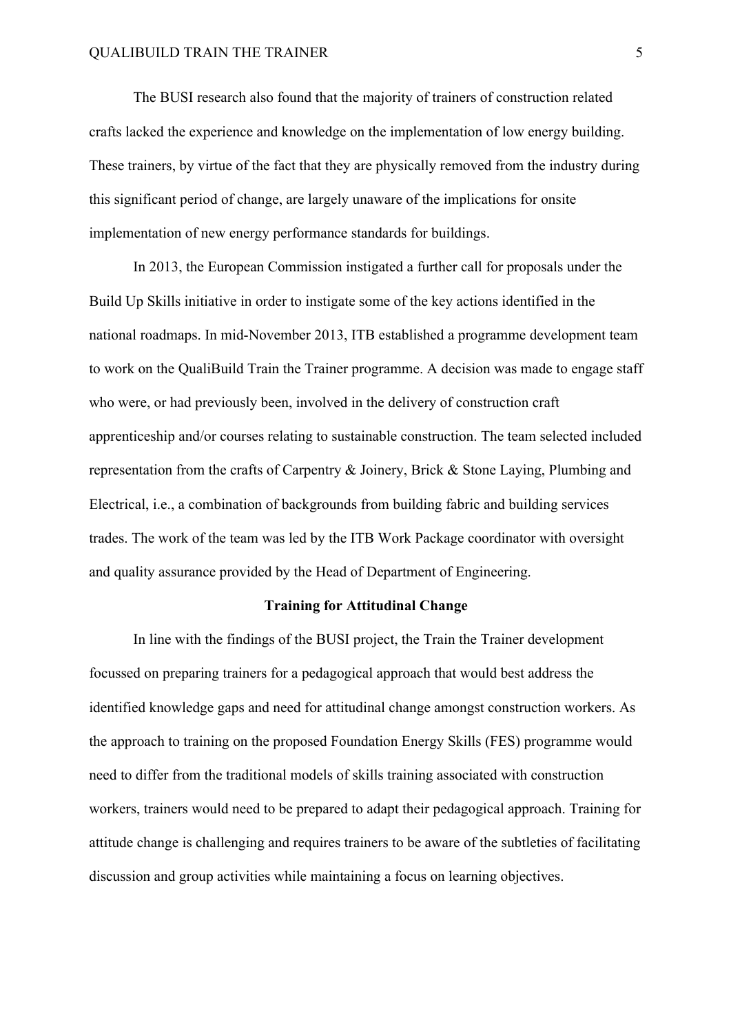The BUSI research also found that the majority of trainers of construction related crafts lacked the experience and knowledge on the implementation of low energy building. These trainers, by virtue of the fact that they are physically removed from the industry during this significant period of change, are largely unaware of the implications for onsite implementation of new energy performance standards for buildings.

In 2013, the European Commission instigated a further call for proposals under the Build Up Skills initiative in order to instigate some of the key actions identified in the national roadmaps. In mid-November 2013, ITB established a programme development team to work on the QualiBuild Train the Trainer programme. A decision was made to engage staff who were, or had previously been, involved in the delivery of construction craft apprenticeship and/or courses relating to sustainable construction. The team selected included representation from the crafts of Carpentry & Joinery, Brick & Stone Laying, Plumbing and Electrical, i.e., a combination of backgrounds from building fabric and building services trades. The work of the team was led by the ITB Work Package coordinator with oversight and quality assurance provided by the Head of Department of Engineering.

## Training for Attitudinal Change

In line with the findings of the BUSI project, the Train the Trainer development focussed on preparing trainers for a pedagogical approach that would best address the identified knowledge gaps and need for attitudinal change amongst construction workers. As the approach to training on the proposed Foundation Energy Skills (FES) programme would need to differ from the traditional models of skills training associated with construction workers, trainers would need to be prepared to adapt their pedagogical approach. Training for attitude change is challenging and requires trainers to be aware of the subtleties of facilitating discussion and group activities while maintaining a focus on learning objectives.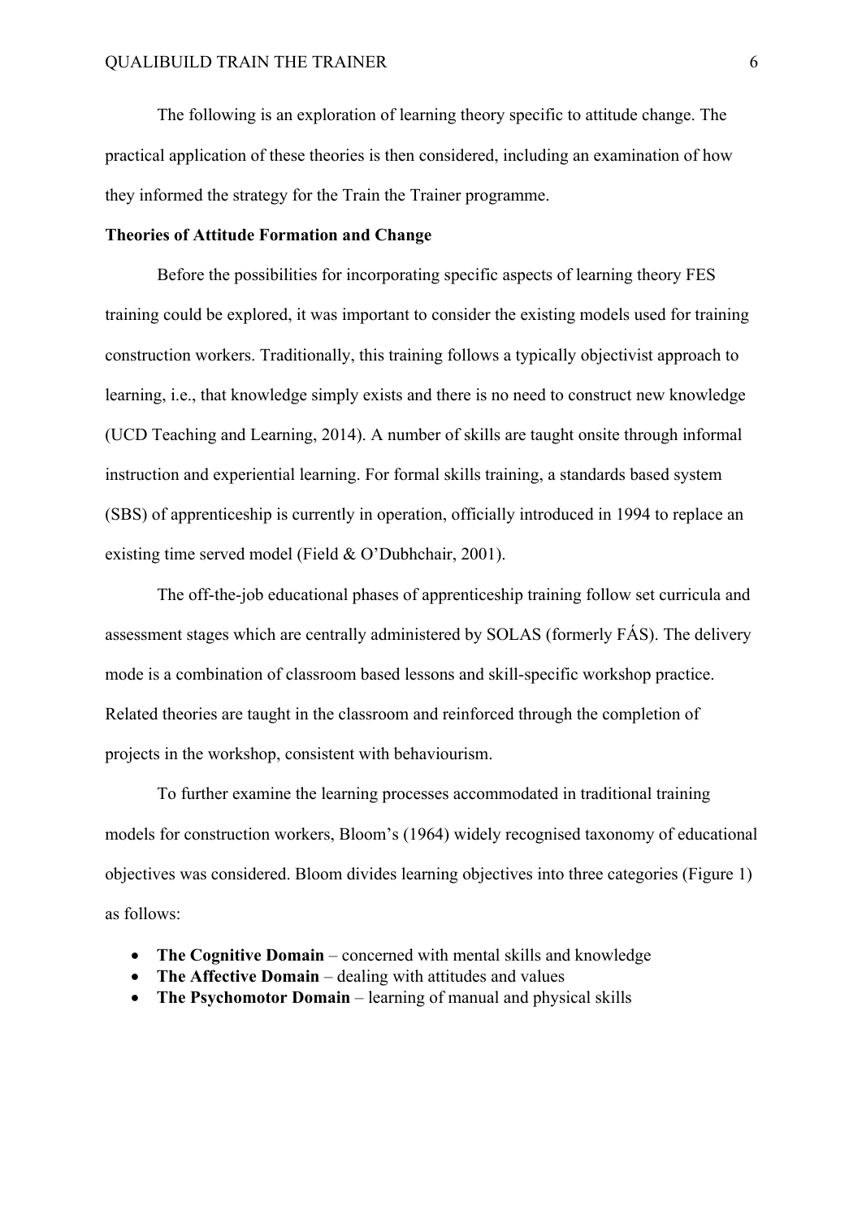The following is an exploration of learning theory specific to attitude change. The practical application of these theories is then considered, including an examination of how they informed the strategy for the Train the Trainer programme.

**Theories of Attitude Formation and Change**

Before the possibilities for incorporating specific aspects of learning theory FES training could be explored, it was important to consider the existing models used for training construction workers. Traditionally, this training follows a typically objectivist approach to learning, i.e., that knowledge simply exists and there is no need to construct new knowledge (UCD Teaching and Learning, 2014). A number of skills are taught onsite through informal instruction and experiential learning. For formal skills training, a standards based system (SBS) of apprenticeship is currently in operation, officially introduced in 1994 to replace an existing time served model (Field & O'Dubhchair, 2001).

The off-the-job educational phases of apprenticeship training follow set curricula and assessment stages which are centrally administered by SOLAS (formerly FÁS). The delivery mode is a combination of classroom based lessons and skill-specific workshop practice. Related theories are taught in the classroom and reinforced through the completion of projects in the workshop, consistent with behaviourism.

To further examine the learning processes accommodated in traditional training models for construction workers, Bloom's (1964) widely recognised taxonomy of educational objectives was considered. Bloom divides learning objectives into three categories (Figure 1) as follows:

- **The Cognitive Domain** – concerned with mental skills and knowledge
- **The Affective Domain** – dealing with attitudes and values
- **The Psychomotor Domain** – learning of manual and physical skills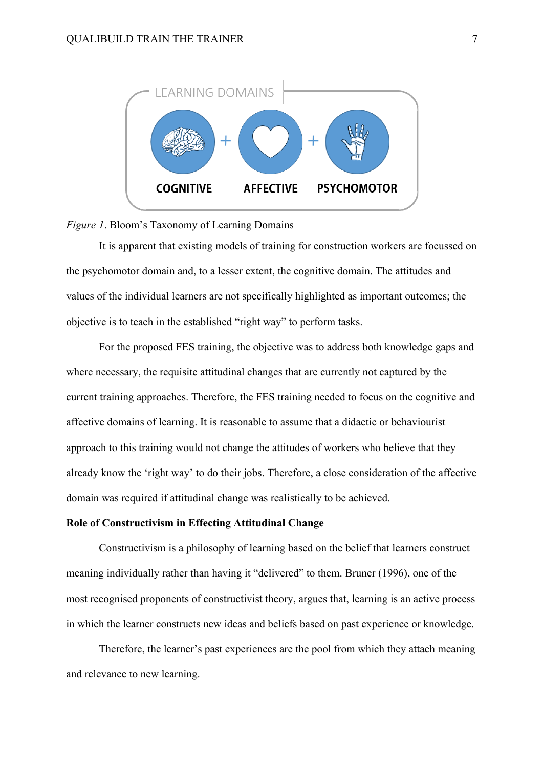LEARNING DOMAINS

COGNITIVE + AFFECTIVE + PSYCHOMOTOR

*Figure 1*. Bloom's Taxonomy of Learning Domains

It is apparent that existing models of training for construction workers are focussed on the psychomotor domain and, to a lesser extent, the cognitive domain. The attitudes and values of the individual learners are not specifically highlighted as important outcomes; the objective is to teach in the established "right way" to perform tasks.

For the proposed FES training, the objective was to address both knowledge gaps and where necessary, the requisite attitudinal changes that are currently not captured by the current training approaches. Therefore, the FES training needed to focus on the cognitive and affective domains of learning. It is reasonable to assume that a didactic or behaviourist approach to this training would not change the attitudes of workers who believe that they already know the 'right way' to do their jobs. Therefore, a close consideration of the affective domain was required if attitudinal change was realistically to be achieved.

**Role of Constructivism in Effecting Attitudinal Change**

Constructivism is a philosophy of learning based on the belief that learners construct meaning individually rather than having it "delivered" to them. Bruner (1996), one of the most recognised proponents of constructivist theory, argues that, learning is an active process in which the learner constructs new ideas and beliefs based on past experience or knowledge.

Therefore, the learner's past experiences are the pool from which they attach meaning and relevance to new learning.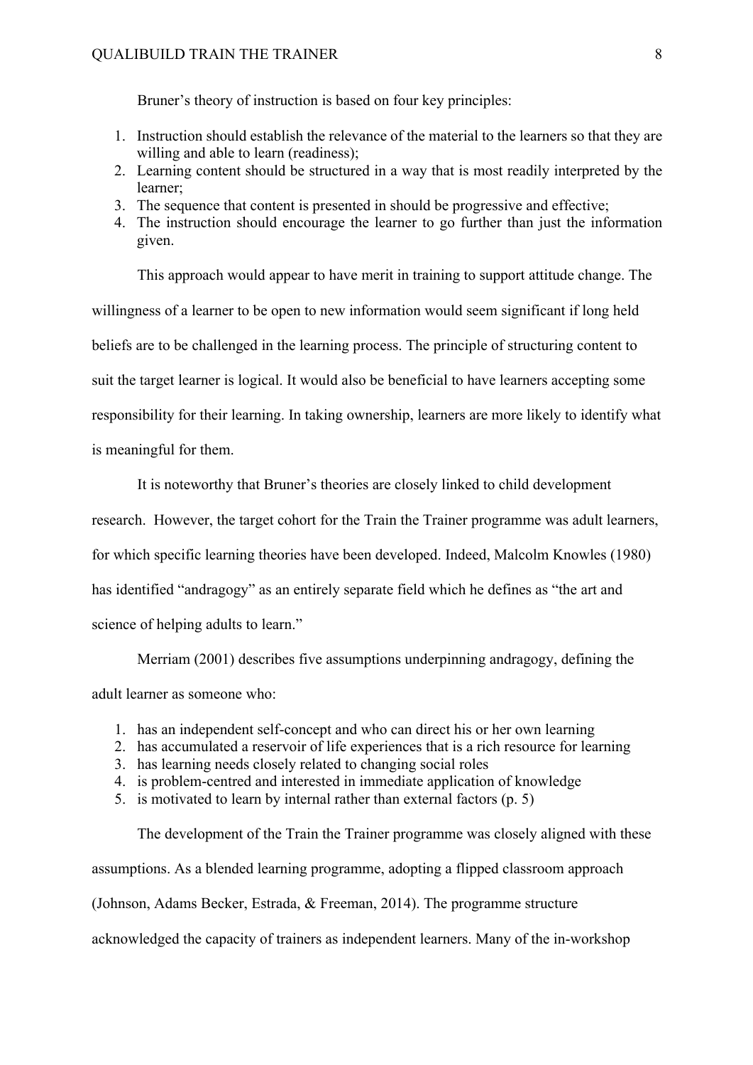Bruner's theory of instruction is based on four key principles:

1. Instruction should establish the relevance of the material to the learners so that they are willing and able to learn (readiness);
2. Learning content should be structured in a way that is most readily interpreted by the learner;
3. The sequence that content is presented in should be progressive and effective;
4. The instruction should encourage the learner to go further than just the information given.

This approach would appear to have merit in training to support attitude change. The willingness of a learner to be open to new information would seem significant if long held beliefs are to be challenged in the learning process. The principle of structuring content to suit the target learner is logical. It would also be beneficial to have learners accepting some responsibility for their learning. In taking ownership, learners are more likely to identify what is meaningful for them.

It is noteworthy that Bruner's theories are closely linked to child development research. However, the target cohort for the Train the Trainer programme was adult learners, for which specific learning theories have been developed. Indeed, Malcolm Knowles (1980) has identified "andragogy" as an entirely separate field which he defines as "the art and science of helping adults to learn."

Merriam (2001) describes five assumptions underpinning andragogy, defining the adult learner as someone who:

1. has an independent self-concept and who can direct his or her own learning
2. has accumulated a reservoir of life experiences that is a rich resource for learning
3. has learning needs closely related to changing social roles
4. is problem-centred and interested in immediate application of knowledge
5. is motivated to learn by internal rather than external factors (p. 5)

The development of the Train the Trainer programme was closely aligned with these assumptions. As a blended learning programme, adopting a flipped classroom approach (Johnson, Adams Becker, Estrada, & Freeman, 2014). The programme structure acknowledged the capacity of trainers as independent learners. Many of the in-workshop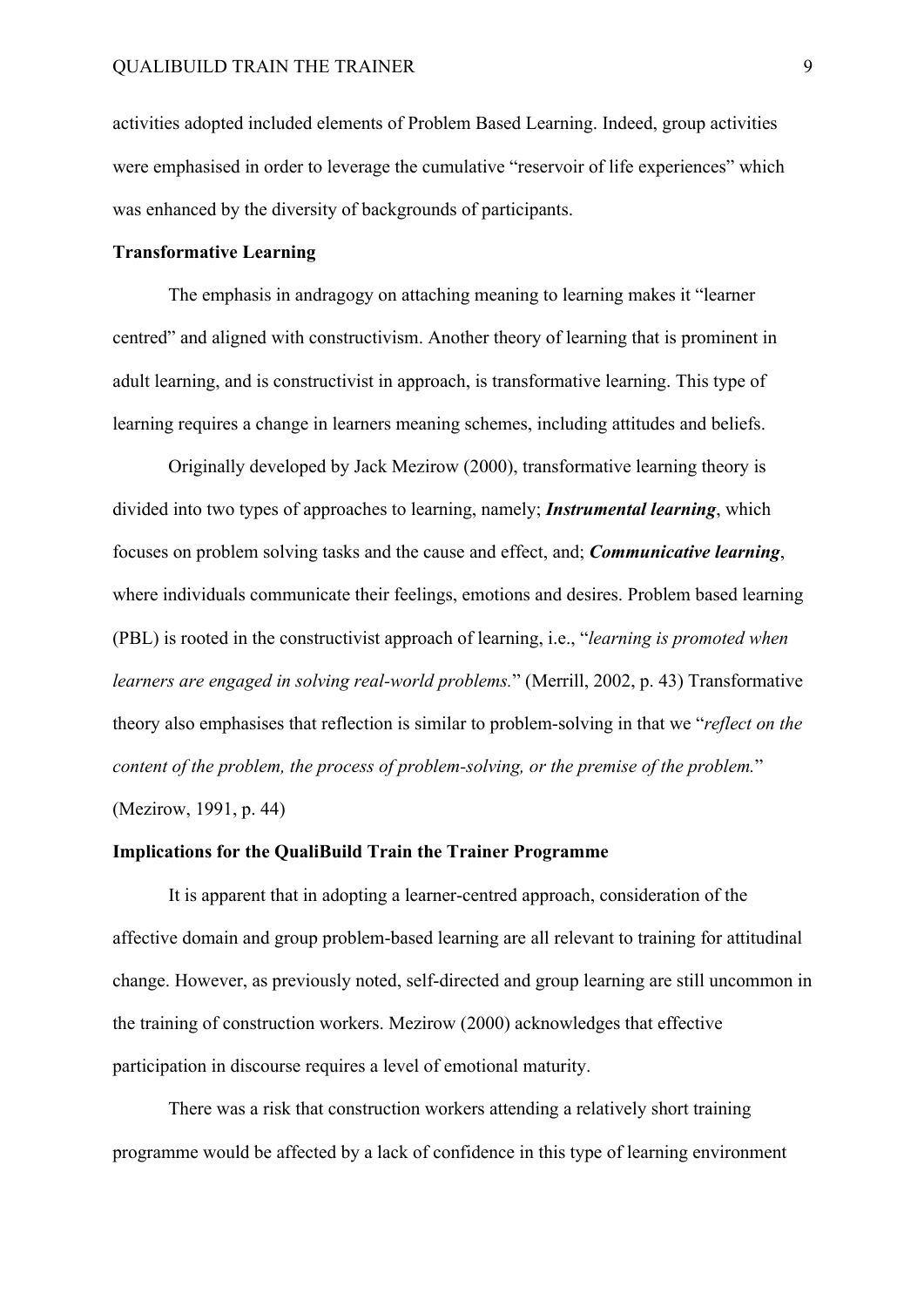activities adopted included elements of Problem Based Learning. Indeed, group activities were emphasised in order to leverage the cumulative "reservoir of life experiences" which was enhanced by the diversity of backgrounds of participants.

**Transformative Learning**

The emphasis in andragogy on attaching meaning to learning makes it "learner centred" and aligned with constructivism. Another theory of learning that is prominent in adult learning, and is constructivist in approach, is transformative learning. This type of learning requires a change in learners meaning schemes, including attitudes and beliefs.

Originally developed by Jack Mezirow (2000), transformative learning theory is divided into two types of approaches to learning, namely; ***Instrumental learning***, which focuses on problem solving tasks and the cause and effect, and; ***Communicative learning***, where individuals communicate their feelings, emotions and desires. Problem based learning (PBL) is rooted in the constructivist approach of learning, i.e., "*learning is promoted when learners are engaged in solving real-world problems.*" (Merrill, 2002, p. 43) Transformative theory also emphasises that reflection is similar to problem-solving in that we "*reflect on the content of the problem, the process of problem-solving, or the premise of the problem.*" (Mezirow, 1991, p. 44)

**Implications for the QualiBuild Train the Trainer Programme**

It is apparent that in adopting a learner-centred approach, consideration of the affective domain and group problem-based learning are all relevant to training for attitudinal change. However, as previously noted, self-directed and group learning are still uncommon in the training of construction workers. Mezirow (2000) acknowledges that effective participation in discourse requires a level of emotional maturity.

There was a risk that construction workers attending a relatively short training programme would be affected by a lack of confidence in this type of learning environment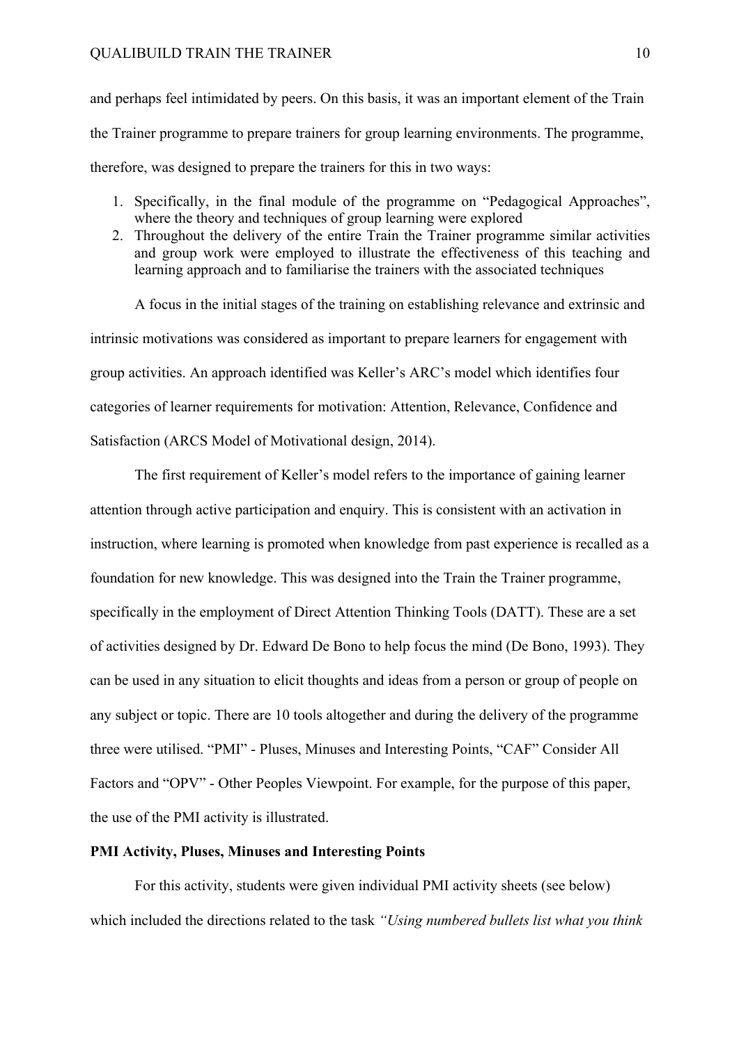and perhaps feel intimidated by peers. On this basis, it was an important element of the Train the Trainer programme to prepare trainers for group learning environments. The programme, therefore, was designed to prepare the trainers for this in two ways:

1. Specifically, in the final module of the programme on "Pedagogical Approaches", where the theory and techniques of group learning were explored
2. Throughout the delivery of the entire Train the Trainer programme similar activities and group work were employed to illustrate the effectiveness of this teaching and learning approach and to familiarise the trainers with the associated techniques

A focus in the initial stages of the training on establishing relevance and extrinsic and intrinsic motivations was considered as important to prepare learners for engagement with group activities. An approach identified was Keller's ARC's model which identifies four categories of learner requirements for motivation: Attention, Relevance, Confidence and Satisfaction (ARCS Model of Motivational design, 2014).

The first requirement of Keller's model refers to the importance of gaining learner attention through active participation and enquiry. This is consistent with an activation in instruction, where learning is promoted when knowledge from past experience is recalled as a foundation for new knowledge. This was designed into the Train the Trainer programme, specifically in the employment of Direct Attention Thinking Tools (DATT). These are a set of activities designed by Dr. Edward De Bono to help focus the mind (De Bono, 1993). They can be used in any situation to elicit thoughts and ideas from a person or group of people on any subject or topic. There are 10 tools altogether and during the delivery of the programme three were utilised. "PMI" - Pluses, Minuses and Interesting Points, "CAF" Consider All Factors and "OPV" - Other Peoples Viewpoint. For example, for the purpose of this paper, the use of the PMI activity is illustrated.

**PMI Activity, Pluses, Minuses and Interesting Points**

For this activity, students were given individual PMI activity sheets (see below) which included the directions related to the task *"Using numbered bullets list what you think*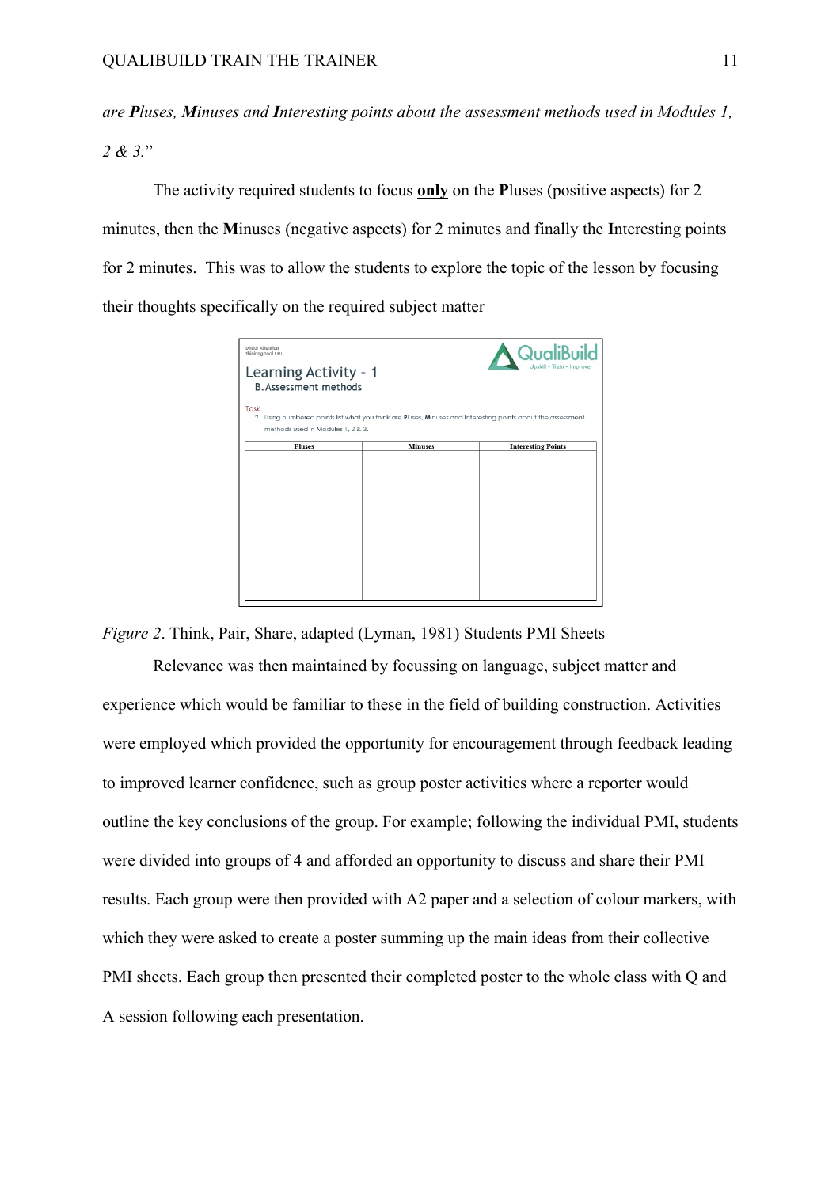*are **P**luses, **M**inuses and **I**nteresting points about the assessment methods used in Modules 1, 2 & 3.*"

The activity required students to focus **only** on the **P**luses (positive aspects) for 2 minutes, then the **M**inuses (negative aspects) for 2 minutes and finally the **I**nteresting points for 2 minutes. This was to allow the students to explore the topic of the lesson by focusing their thoughts specifically on the required subject matter

Direct Attention
thinking tool PMI

QualiBuild
Upskill • Train • Improve

Learning Activity - 1
B. Assessment methods

Task
2. Using numbered points list what you think are Pluses, Minuses and Interesting points about the assessment methods used in Modules 1, 2 & 3.

| Pluses | Minuses | Interesting Points |
|---|---|---|
| | | |

*Figure 2*. Think, Pair, Share, adapted (Lyman, 1981) Students PMI Sheets

Relevance was then maintained by focussing on language, subject matter and experience which would be familiar to these in the field of building construction. Activities were employed which provided the opportunity for encouragement through feedback leading to improved learner confidence, such as group poster activities where a reporter would outline the key conclusions of the group. For example; following the individual PMI, students were divided into groups of 4 and afforded an opportunity to discuss and share their PMI results. Each group were then provided with A2 paper and a selection of colour markers, with which they were asked to create a poster summing up the main ideas from their collective PMI sheets. Each group then presented their completed poster to the whole class with Q and A session following each presentation.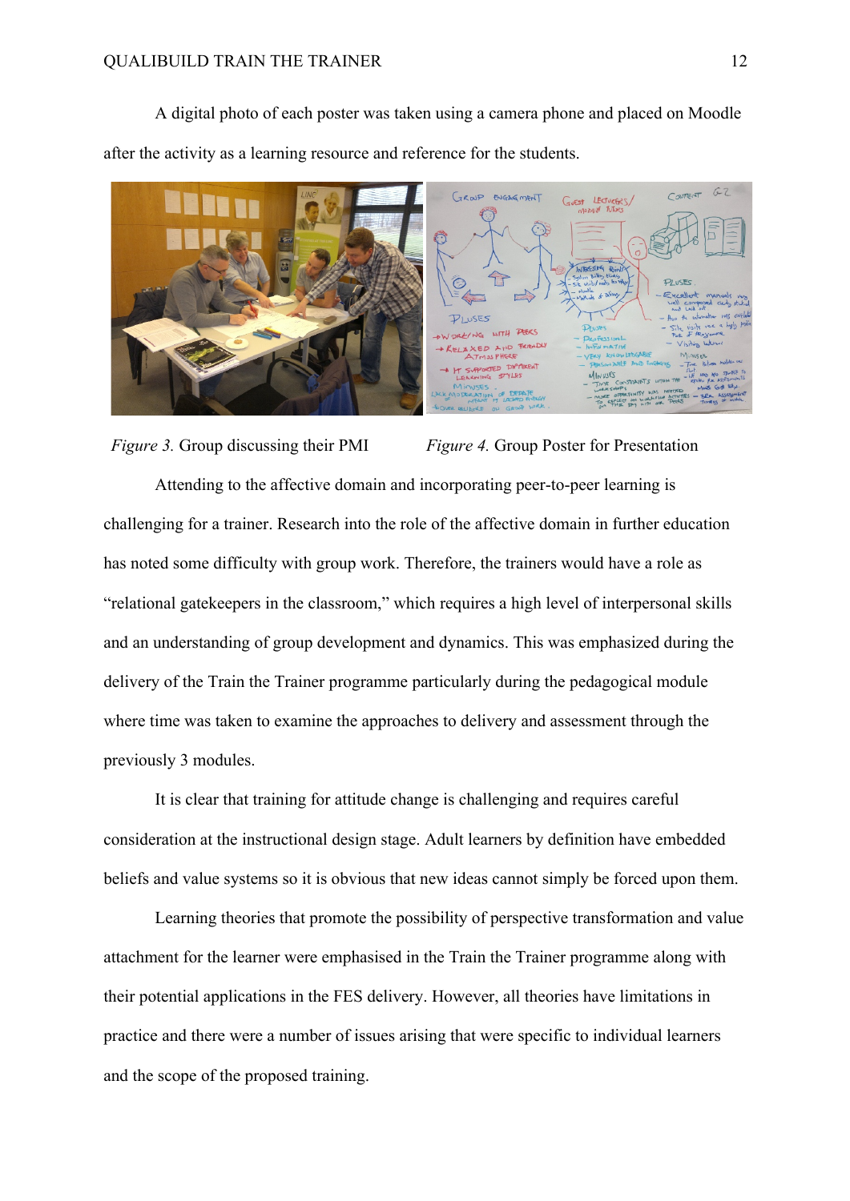A digital photo of each poster was taken using a camera phone and placed on Moodle after the activity as a learning resource and reference for the students.

*Figure 3.* Group discussing their PMI

*Figure 4.* Group Poster for Presentation

Attending to the affective domain and incorporating peer-to-peer learning is challenging for a trainer. Research into the role of the affective domain in further education has noted some difficulty with group work. Therefore, the trainers would have a role as "relational gatekeepers in the classroom," which requires a high level of interpersonal skills and an understanding of group development and dynamics. This was emphasized during the delivery of the Train the Trainer programme particularly during the pedagogical module where time was taken to examine the approaches to delivery and assessment through the previously 3 modules.

It is clear that training for attitude change is challenging and requires careful consideration at the instructional design stage. Adult learners by definition have embedded beliefs and value systems so it is obvious that new ideas cannot simply be forced upon them.

Learning theories that promote the possibility of perspective transformation and value attachment for the learner were emphasised in the Train the Trainer programme along with their potential applications in the FES delivery. However, all theories have limitations in practice and there were a number of issues arising that were specific to individual learners and the scope of the proposed training.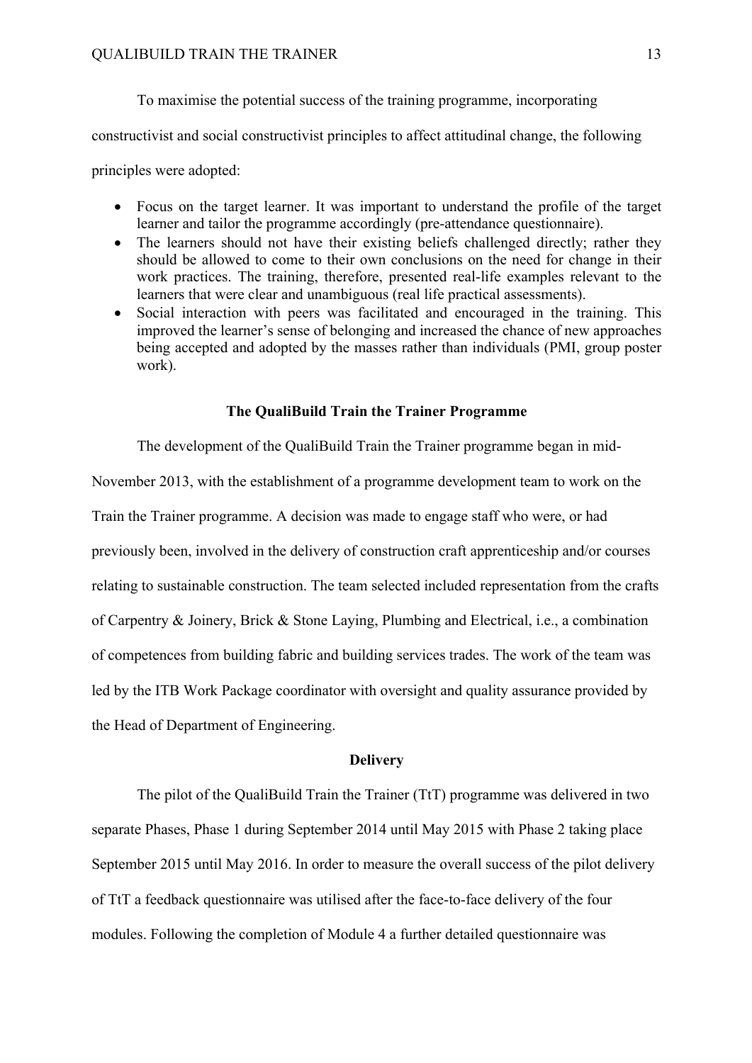To maximise the potential success of the training programme, incorporating constructivist and social constructivist principles to affect attitudinal change, the following principles were adopted:

- Focus on the target learner. It was important to understand the profile of the target learner and tailor the programme accordingly (pre-attendance questionnaire).
- The learners should not have their existing beliefs challenged directly; rather they should be allowed to come to their own conclusions on the need for change in their work practices. The training, therefore, presented real-life examples relevant to the learners that were clear and unambiguous (real life practical assessments).
- Social interaction with peers was facilitated and encouraged in the training. This improved the learner's sense of belonging and increased the chance of new approaches being accepted and adopted by the masses rather than individuals (PMI, group poster work).

## The QualiBuild Train the Trainer Programme

The development of the QualiBuild Train the Trainer programme began in mid-November 2013, with the establishment of a programme development team to work on the Train the Trainer programme. A decision was made to engage staff who were, or had previously been, involved in the delivery of construction craft apprenticeship and/or courses relating to sustainable construction. The team selected included representation from the crafts of Carpentry & Joinery, Brick & Stone Laying, Plumbing and Electrical, i.e., a combination of competences from building fabric and building services trades. The work of the team was led by the ITB Work Package coordinator with oversight and quality assurance provided by the Head of Department of Engineering.

### Delivery

The pilot of the QualiBuild Train the Trainer (TtT) programme was delivered in two separate Phases, Phase 1 during September 2014 until May 2015 with Phase 2 taking place September 2015 until May 2016. In order to measure the overall success of the pilot delivery of TtT a feedback questionnaire was utilised after the face-to-face delivery of the four modules. Following the completion of Module 4 a further detailed questionnaire was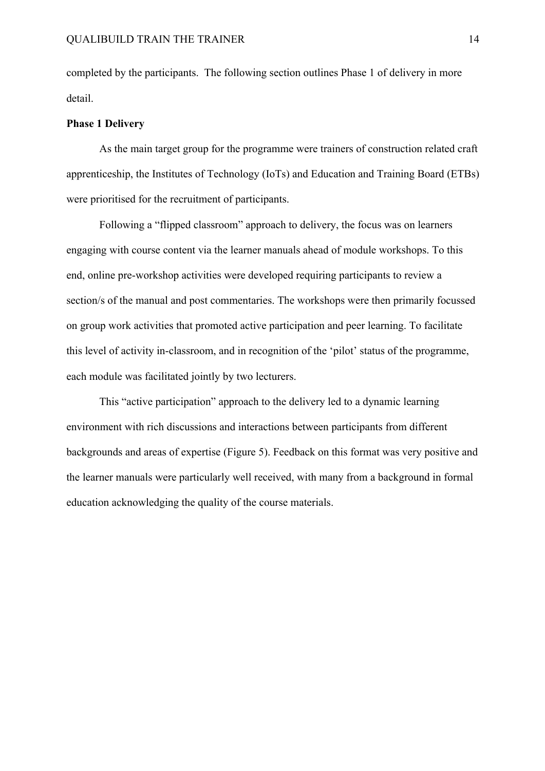completed by the participants. The following section outlines Phase 1 of delivery in more detail.

**Phase 1 Delivery**

As the main target group for the programme were trainers of construction related craft apprenticeship, the Institutes of Technology (IoTs) and Education and Training Board (ETBs) were prioritised for the recruitment of participants.

Following a "flipped classroom" approach to delivery, the focus was on learners engaging with course content via the learner manuals ahead of module workshops. To this end, online pre-workshop activities were developed requiring participants to review a section/s of the manual and post commentaries. The workshops were then primarily focussed on group work activities that promoted active participation and peer learning. To facilitate this level of activity in-classroom, and in recognition of the 'pilot' status of the programme, each module was facilitated jointly by two lecturers.

This "active participation" approach to the delivery led to a dynamic learning environment with rich discussions and interactions between participants from different backgrounds and areas of expertise (Figure 5). Feedback on this format was very positive and the learner manuals were particularly well received, with many from a background in formal education acknowledging the quality of the course materials.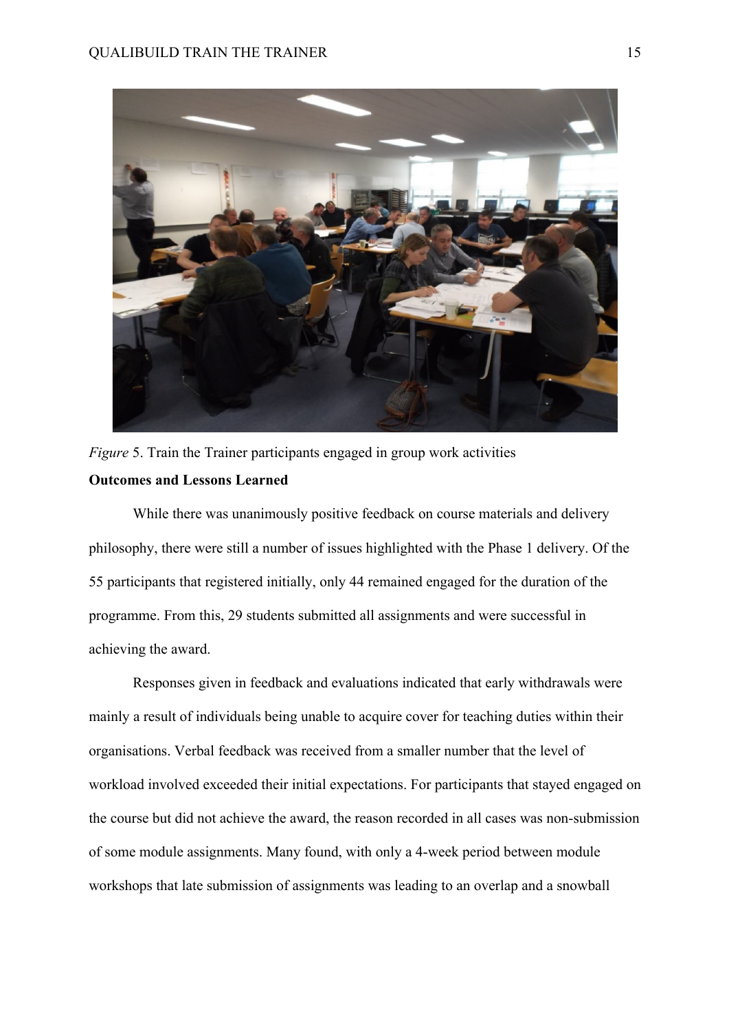*Figure* 5. Train the Trainer participants engaged in group work activities

**Outcomes and Lessons Learned**

While there was unanimously positive feedback on course materials and delivery philosophy, there were still a number of issues highlighted with the Phase 1 delivery. Of the 55 participants that registered initially, only 44 remained engaged for the duration of the programme. From this, 29 students submitted all assignments and were successful in achieving the award.

Responses given in feedback and evaluations indicated that early withdrawals were mainly a result of individuals being unable to acquire cover for teaching duties within their organisations. Verbal feedback was received from a smaller number that the level of workload involved exceeded their initial expectations. For participants that stayed engaged on the course but did not achieve the award, the reason recorded in all cases was non-submission of some module assignments. Many found, with only a 4-week period between module workshops that late submission of assignments was leading to an overlap and a snowball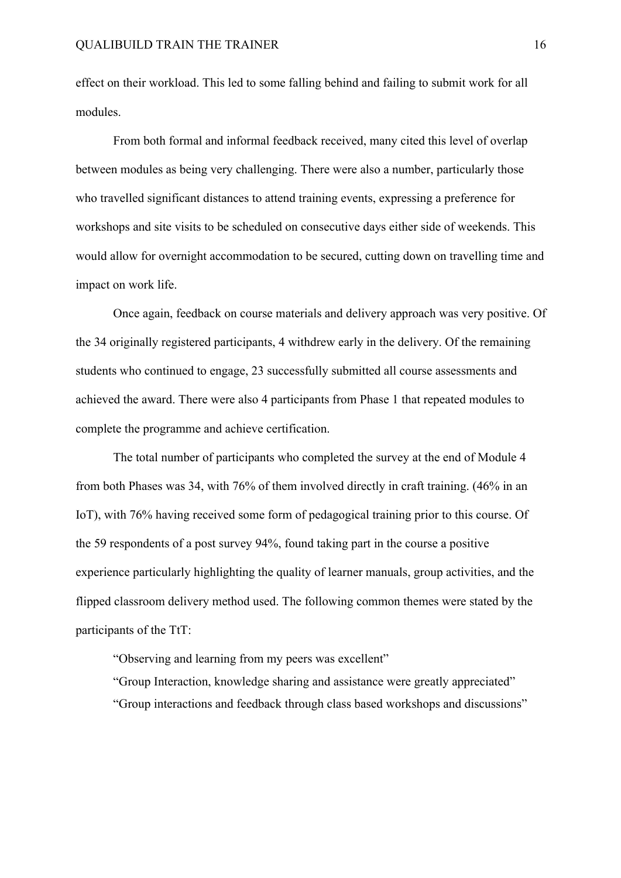effect on their workload. This led to some falling behind and failing to submit work for all modules.

From both formal and informal feedback received, many cited this level of overlap between modules as being very challenging. There were also a number, particularly those who travelled significant distances to attend training events, expressing a preference for workshops and site visits to be scheduled on consecutive days either side of weekends. This would allow for overnight accommodation to be secured, cutting down on travelling time and impact on work life.

Once again, feedback on course materials and delivery approach was very positive. Of the 34 originally registered participants, 4 withdrew early in the delivery. Of the remaining students who continued to engage, 23 successfully submitted all course assessments and achieved the award. There were also 4 participants from Phase 1 that repeated modules to complete the programme and achieve certification.

The total number of participants who completed the survey at the end of Module 4 from both Phases was 34, with 76% of them involved directly in craft training. (46% in an IoT), with 76% having received some form of pedagogical training prior to this course. Of the 59 respondents of a post survey 94%, found taking part in the course a positive experience particularly highlighting the quality of learner manuals, group activities, and the flipped classroom delivery method used. The following common themes were stated by the participants of the TtT:

> "Observing and learning from my peers was excellent"
> "Group Interaction, knowledge sharing and assistance were greatly appreciated"
> "Group interactions and feedback through class based workshops and discussions"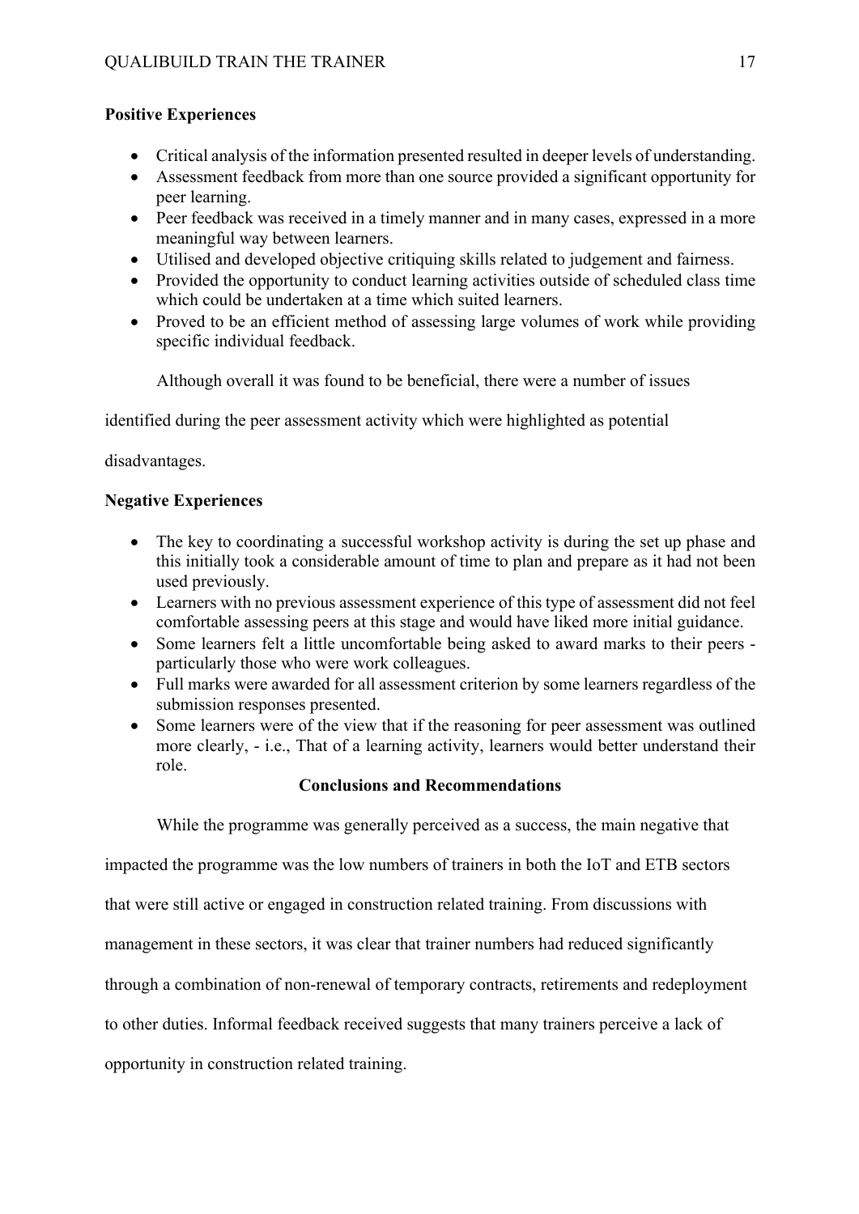**Positive Experiences**

- Critical analysis of the information presented resulted in deeper levels of understanding.
- Assessment feedback from more than one source provided a significant opportunity for peer learning.
- Peer feedback was received in a timely manner and in many cases, expressed in a more meaningful way between learners.
- Utilised and developed objective critiquing skills related to judgement and fairness.
- Provided the opportunity to conduct learning activities outside of scheduled class time which could be undertaken at a time which suited learners.
- Proved to be an efficient method of assessing large volumes of work while providing specific individual feedback.

Although overall it was found to be beneficial, there were a number of issues identified during the peer assessment activity which were highlighted as potential disadvantages.

**Negative Experiences**

- The key to coordinating a successful workshop activity is during the set up phase and this initially took a considerable amount of time to plan and prepare as it had not been used previously.
- Learners with no previous assessment experience of this type of assessment did not feel comfortable assessing peers at this stage and would have liked more initial guidance.
- Some learners felt a little uncomfortable being asked to award marks to their peers - particularly those who were work colleagues.
- Full marks were awarded for all assessment criterion by some learners regardless of the submission responses presented.
- Some learners were of the view that if the reasoning for peer assessment was outlined more clearly, - i.e., That of a learning activity, learners would better understand their role.

## Conclusions and Recommendations

While the programme was generally perceived as a success, the main negative that impacted the programme was the low numbers of trainers in both the IoT and ETB sectors that were still active or engaged in construction related training. From discussions with management in these sectors, it was clear that trainer numbers had reduced significantly through a combination of non-renewal of temporary contracts, retirements and redeployment to other duties. Informal feedback received suggests that many trainers perceive a lack of opportunity in construction related training.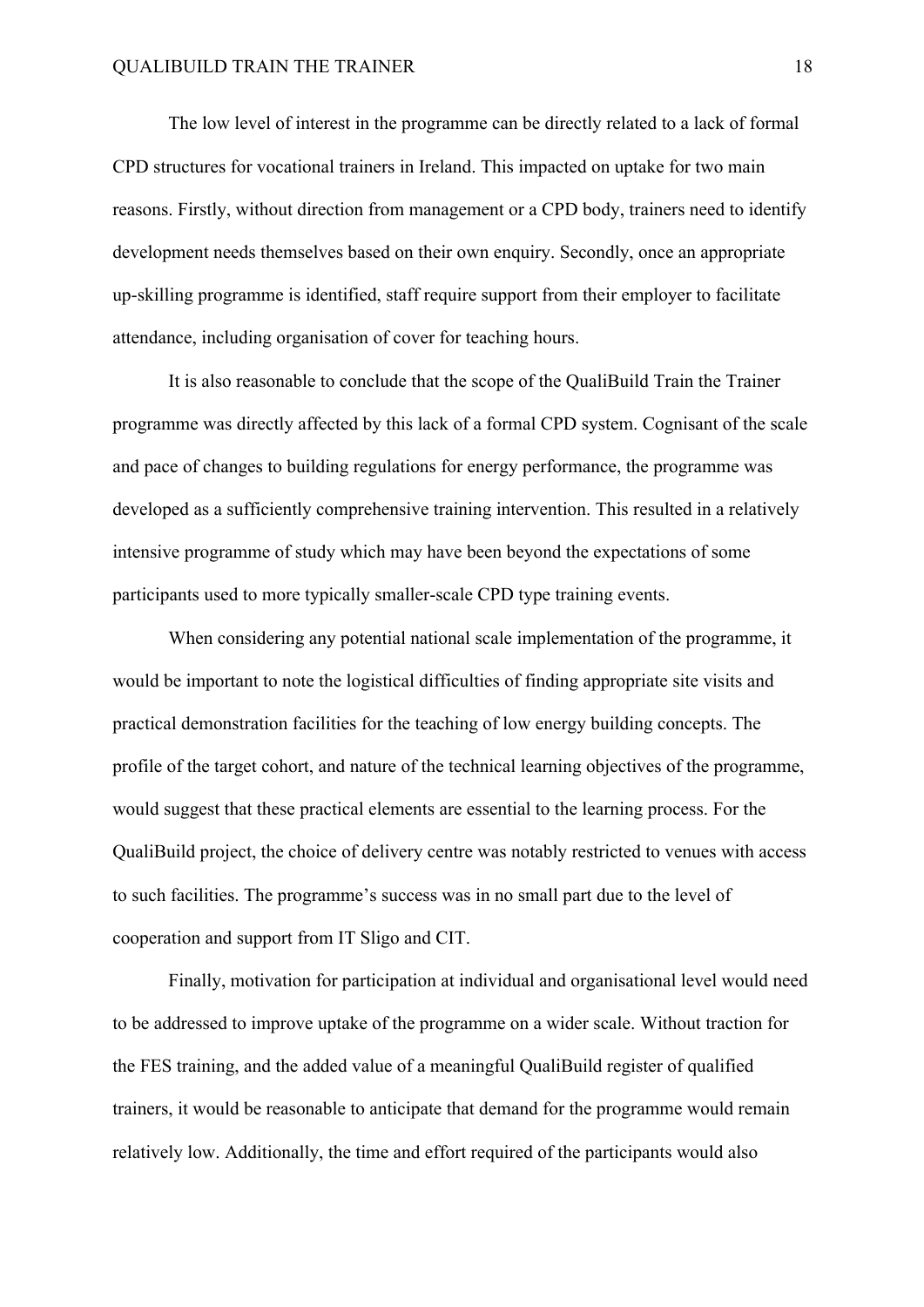The low level of interest in the programme can be directly related to a lack of formal CPD structures for vocational trainers in Ireland. This impacted on uptake for two main reasons. Firstly, without direction from management or a CPD body, trainers need to identify development needs themselves based on their own enquiry. Secondly, once an appropriate up-skilling programme is identified, staff require support from their employer to facilitate attendance, including organisation of cover for teaching hours.

It is also reasonable to conclude that the scope of the QualiBuild Train the Trainer programme was directly affected by this lack of a formal CPD system. Cognisant of the scale and pace of changes to building regulations for energy performance, the programme was developed as a sufficiently comprehensive training intervention. This resulted in a relatively intensive programme of study which may have been beyond the expectations of some participants used to more typically smaller-scale CPD type training events.

When considering any potential national scale implementation of the programme, it would be important to note the logistical difficulties of finding appropriate site visits and practical demonstration facilities for the teaching of low energy building concepts. The profile of the target cohort, and nature of the technical learning objectives of the programme, would suggest that these practical elements are essential to the learning process. For the QualiBuild project, the choice of delivery centre was notably restricted to venues with access to such facilities. The programme's success was in no small part due to the level of cooperation and support from IT Sligo and CIT.

Finally, motivation for participation at individual and organisational level would need to be addressed to improve uptake of the programme on a wider scale. Without traction for the FES training, and the added value of a meaningful QualiBuild register of qualified trainers, it would be reasonable to anticipate that demand for the programme would remain relatively low. Additionally, the time and effort required of the participants would also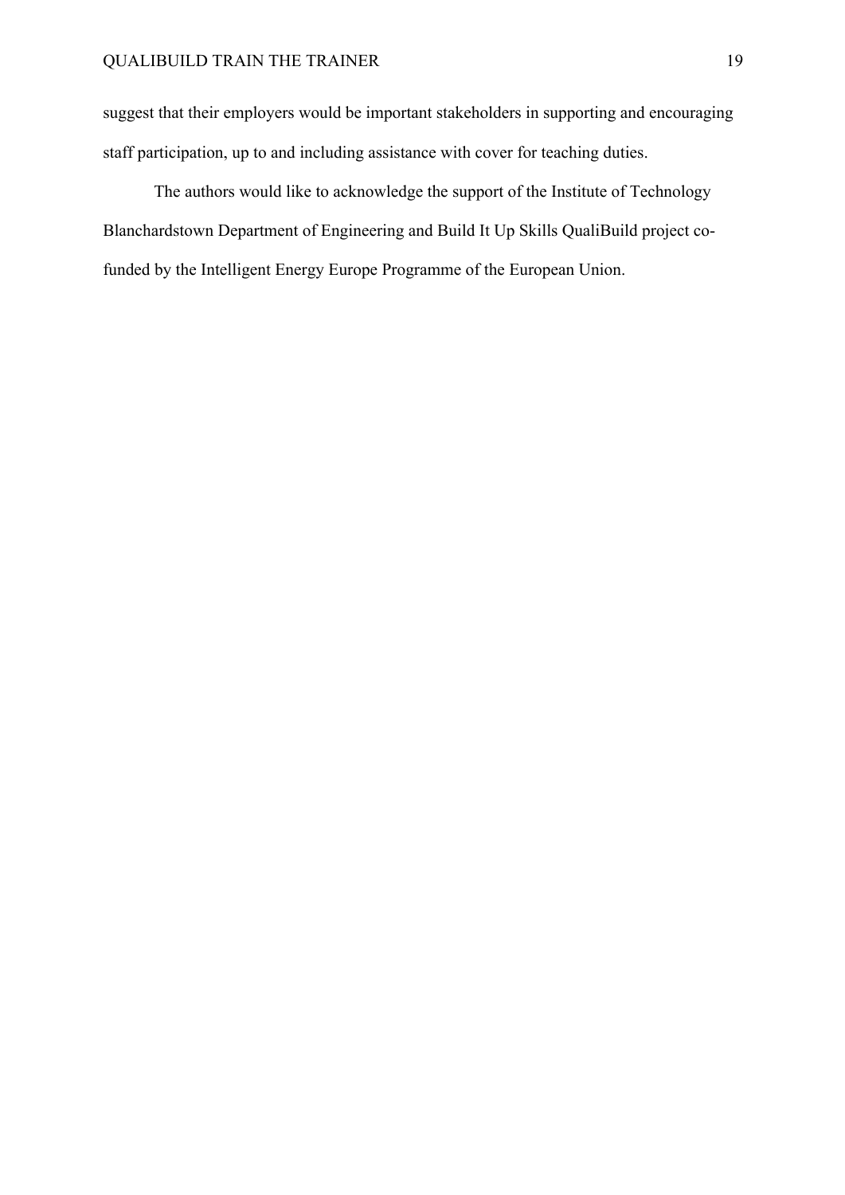suggest that their employers would be important stakeholders in supporting and encouraging staff participation, up to and including assistance with cover for teaching duties.

The authors would like to acknowledge the support of the Institute of Technology Blanchardstown Department of Engineering and Build It Up Skills QualiBuild project co-funded by the Intelligent Energy Europe Programme of the European Union.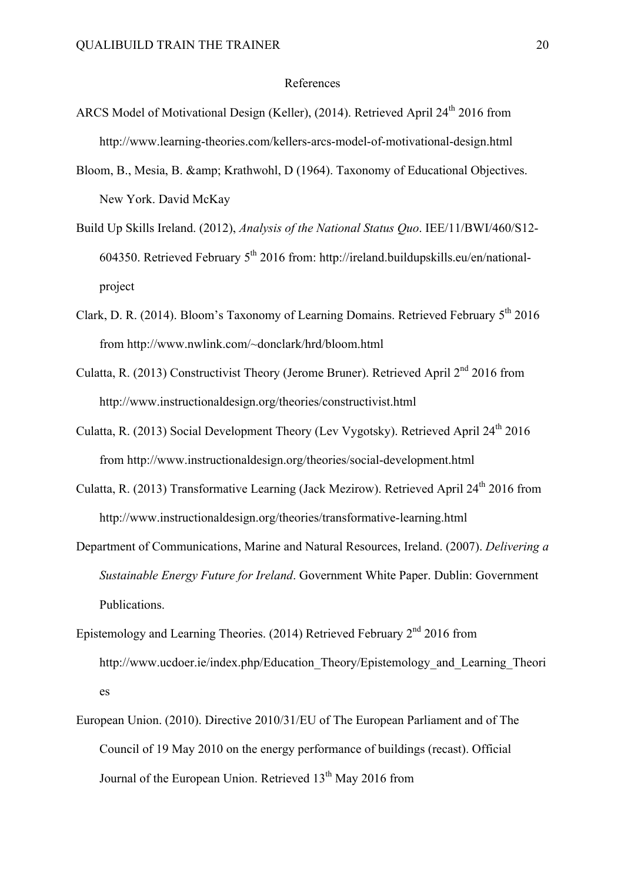# References

ARCS Model of Motivational Design (Keller), (2014). Retrieved April 24th 2016 from http://www.learning-theories.com/kellers-arcs-model-of-motivational-design.html

Bloom, B., Mesia, B. &amp; Krathwohl, D (1964). Taxonomy of Educational Objectives. New York. David McKay

Build Up Skills Ireland. (2012), *Analysis of the National Status Quo*. IEE/11/BWI/460/S12-604350. Retrieved February 5th 2016 from: http://ireland.buildupskills.eu/en/national-project

Clark, D. R. (2014). Bloom's Taxonomy of Learning Domains. Retrieved February 5th 2016 from http://www.nwlink.com/~donclark/hrd/bloom.html

Culatta, R. (2013) Constructivist Theory (Jerome Bruner). Retrieved April 2nd 2016 from http://www.instructionaldesign.org/theories/constructivist.html

Culatta, R. (2013) Social Development Theory (Lev Vygotsky). Retrieved April 24th 2016 from http://www.instructionaldesign.org/theories/social-development.html

Culatta, R. (2013) Transformative Learning (Jack Mezirow). Retrieved April 24th 2016 from http://www.instructionaldesign.org/theories/transformative-learning.html

Department of Communications, Marine and Natural Resources, Ireland. (2007). *Delivering a Sustainable Energy Future for Ireland*. Government White Paper. Dublin: Government Publications.

Epistemology and Learning Theories. (2014) Retrieved February 2nd 2016 from http://www.ucdoer.ie/index.php/Education_Theory/Epistemology_and_Learning_Theories

European Union. (2010). Directive 2010/31/EU of The European Parliament and of The Council of 19 May 2010 on the energy performance of buildings (recast). Official Journal of the European Union. Retrieved 13th May 2016 from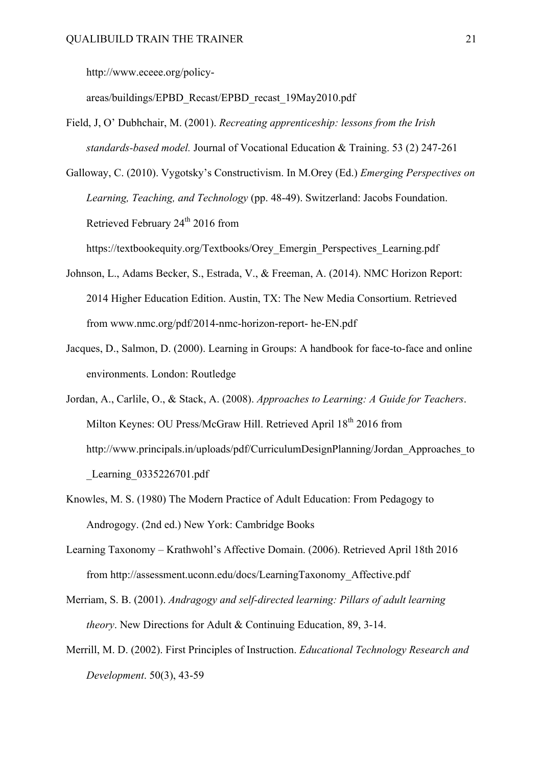http://www.eceee.org/policy-areas/buildings/EPBD_Recast/EPBD_recast_19May2010.pdf

Field, J, O' Dubhchair, M. (2001). *Recreating apprenticeship: lessons from the Irish standards-based model.* Journal of Vocational Education & Training. 53 (2) 247-261

Galloway, C. (2010). Vygotsky's Constructivism. In M.Orey (Ed.) *Emerging Perspectives on Learning, Teaching, and Technology* (pp. 48-49). Switzerland: Jacobs Foundation. Retrieved February 24th 2016 from https://textbookequity.org/Textbooks/Orey_Emergin_Perspectives_Learning.pdf

Johnson, L., Adams Becker, S., Estrada, V., & Freeman, A. (2014). NMC Horizon Report: 2014 Higher Education Edition. Austin, TX: The New Media Consortium. Retrieved from www.nmc.org/pdf/2014-nmc-horizon-report- he-EN.pdf

Jacques, D., Salmon, D. (2000). Learning in Groups: A handbook for face-to-face and online environments. London: Routledge

Jordan, A., Carlile, O., & Stack, A. (2008). *Approaches to Learning: A Guide for Teachers*. Milton Keynes: OU Press/McGraw Hill. Retrieved April 18th 2016 from http://www.principals.in/uploads/pdf/CurriculumDesignPlanning/Jordan_Approaches_to_Learning_0335226701.pdf

Knowles, M. S. (1980) The Modern Practice of Adult Education: From Pedagogy to Androgogy. (2nd ed.) New York: Cambridge Books

Learning Taxonomy – Krathwohl's Affective Domain. (2006). Retrieved April 18th 2016 from http://assessment.uconn.edu/docs/LearningTaxonomy_Affective.pdf

Merriam, S. B. (2001). *Andragogy and self-directed learning: Pillars of adult learning theory*. New Directions for Adult & Continuing Education, 89, 3-14.

Merrill, M. D. (2002). First Principles of Instruction. *Educational Technology Research and Development*. 50(3), 43-59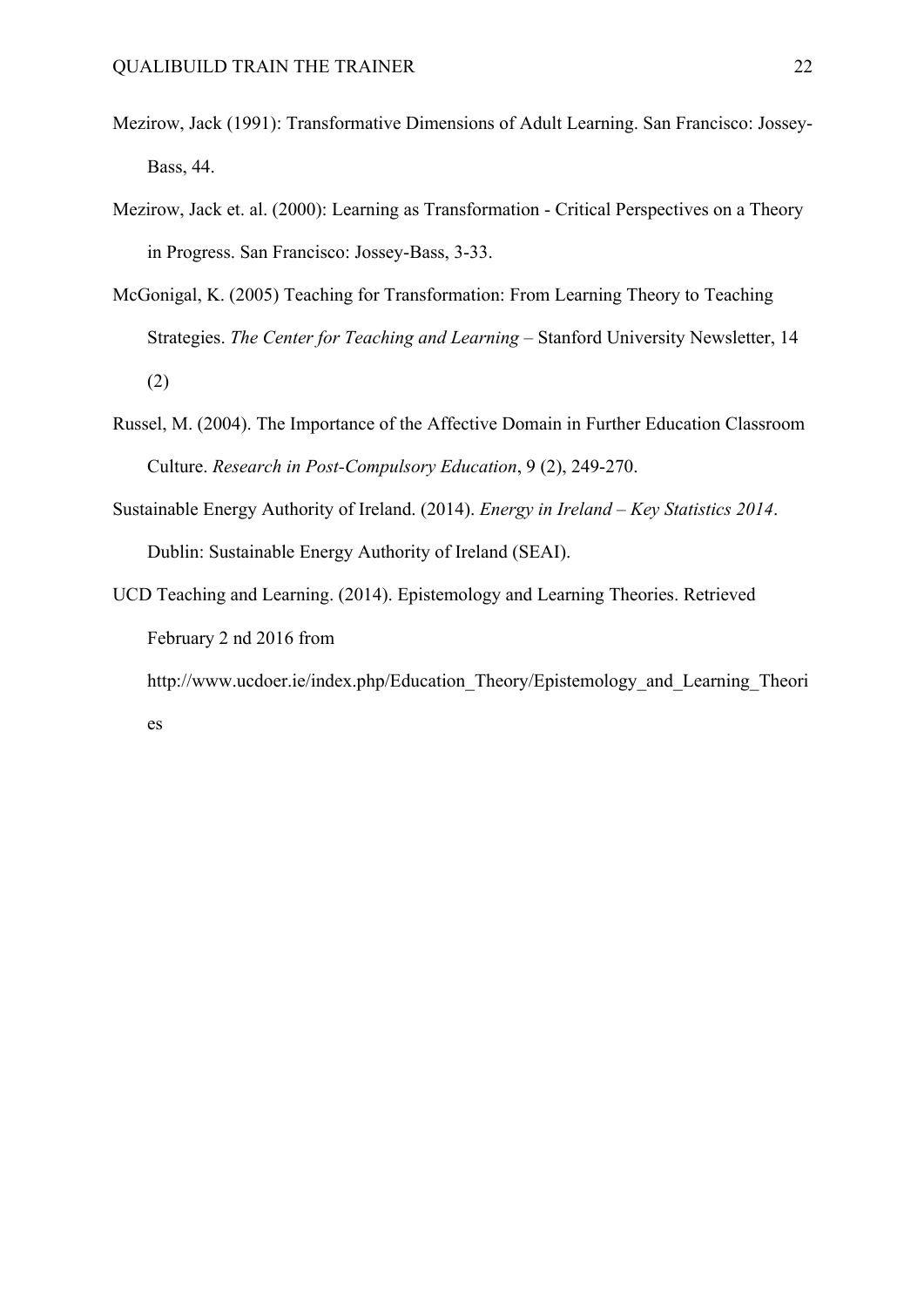Mezirow, Jack (1991): Transformative Dimensions of Adult Learning. San Francisco: Jossey-Bass, 44.

Mezirow, Jack et. al. (2000): Learning as Transformation - Critical Perspectives on a Theory in Progress. San Francisco: Jossey-Bass, 3-33.

McGonigal, K. (2005) Teaching for Transformation: From Learning Theory to Teaching Strategies. *The Center for Teaching and Learning* – Stanford University Newsletter, 14 (2)

Russel, M. (2004). The Importance of the Affective Domain in Further Education Classroom Culture. *Research in Post-Compulsory Education*, 9 (2), 249-270.

Sustainable Energy Authority of Ireland. (2014). *Energy in Ireland – Key Statistics 2014*. Dublin: Sustainable Energy Authority of Ireland (SEAI).

UCD Teaching and Learning. (2014). Epistemology and Learning Theories. Retrieved February 2 nd 2016 from http://www.ucdoer.ie/index.php/Education_Theory/Epistemology_and_Learning_Theories